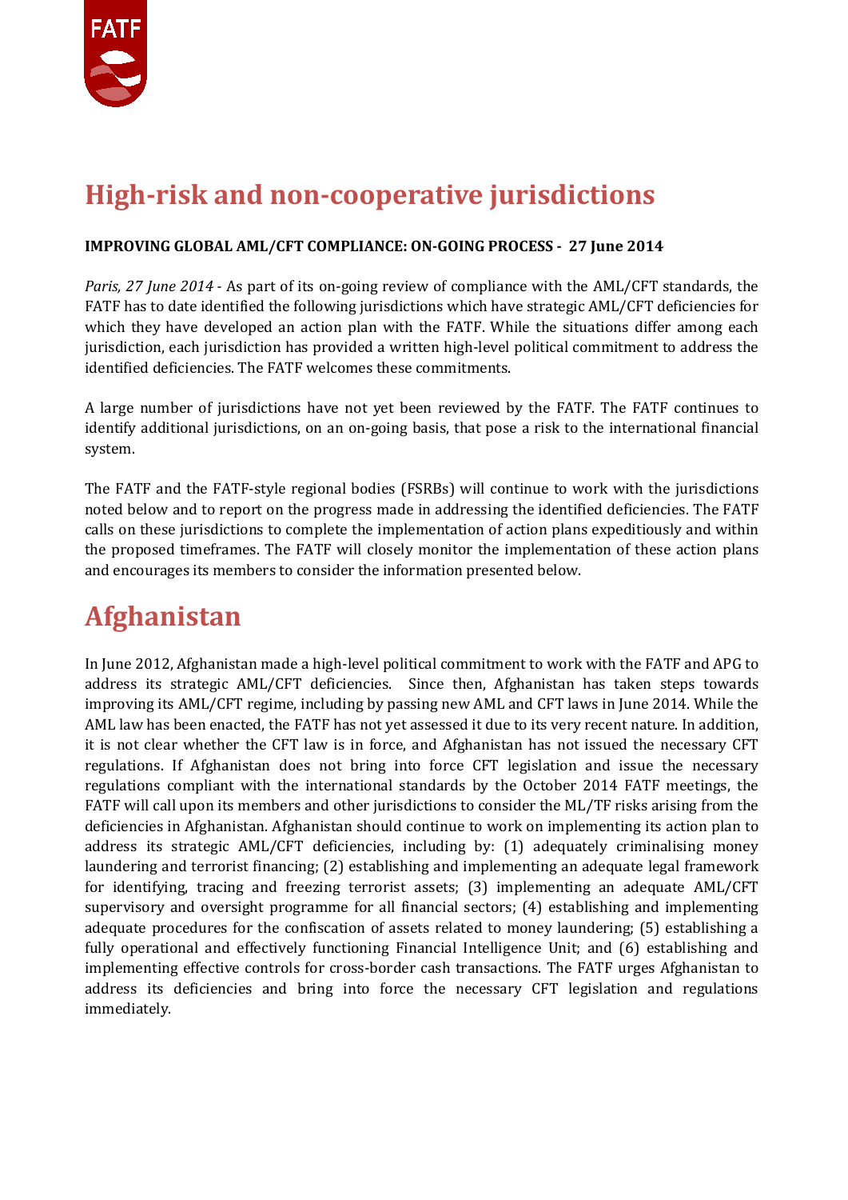# High-risk and non-cooperative jurisdictions

**IMPROVING GLOBAL AML/CFT COMPLIANCE: ON-GOING PROCESS - 27 June 2014**

*Paris, 27 June 2014* - As part of its on-going review of compliance with the AML/CFT standards, the FATF has to date identified the following jurisdictions which have strategic AML/CFT deficiencies for which they have developed an action plan with the FATF. While the situations differ among each jurisdiction, each jurisdiction has provided a written high-level political commitment to address the identified deficiencies. The FATF welcomes these commitments.

A large number of jurisdictions have not yet been reviewed by the FATF. The FATF continues to identify additional jurisdictions, on an on-going basis, that pose a risk to the international financial system.

The FATF and the FATF-style regional bodies (FSRBs) will continue to work with the jurisdictions noted below and to report on the progress made in addressing the identified deficiencies. The FATF calls on these jurisdictions to complete the implementation of action plans expeditiously and within the proposed timeframes. The FATF will closely monitor the implementation of these action plans and encourages its members to consider the information presented below.

## Afghanistan

In June 2012, Afghanistan made a high-level political commitment to work with the FATF and APG to address its strategic AML/CFT deficiencies. Since then, Afghanistan has taken steps towards improving its AML/CFT regime, including by passing new AML and CFT laws in June 2014. While the AML law has been enacted, the FATF has not yet assessed it due to its very recent nature. In addition, it is not clear whether the CFT law is in force, and Afghanistan has not issued the necessary CFT regulations. If Afghanistan does not bring into force CFT legislation and issue the necessary regulations compliant with the international standards by the October 2014 FATF meetings, the FATF will call upon its members and other jurisdictions to consider the ML/TF risks arising from the deficiencies in Afghanistan. Afghanistan should continue to work on implementing its action plan to address its strategic AML/CFT deficiencies, including by: (1) adequately criminalising money laundering and terrorist financing; (2) establishing and implementing an adequate legal framework for identifying, tracing and freezing terrorist assets; (3) implementing an adequate AML/CFT supervisory and oversight programme for all financial sectors; (4) establishing and implementing adequate procedures for the confiscation of assets related to money laundering; (5) establishing a fully operational and effectively functioning Financial Intelligence Unit; and (6) establishing and implementing effective controls for cross-border cash transactions. The FATF urges Afghanistan to address its deficiencies and bring into force the necessary CFT legislation and regulations immediately.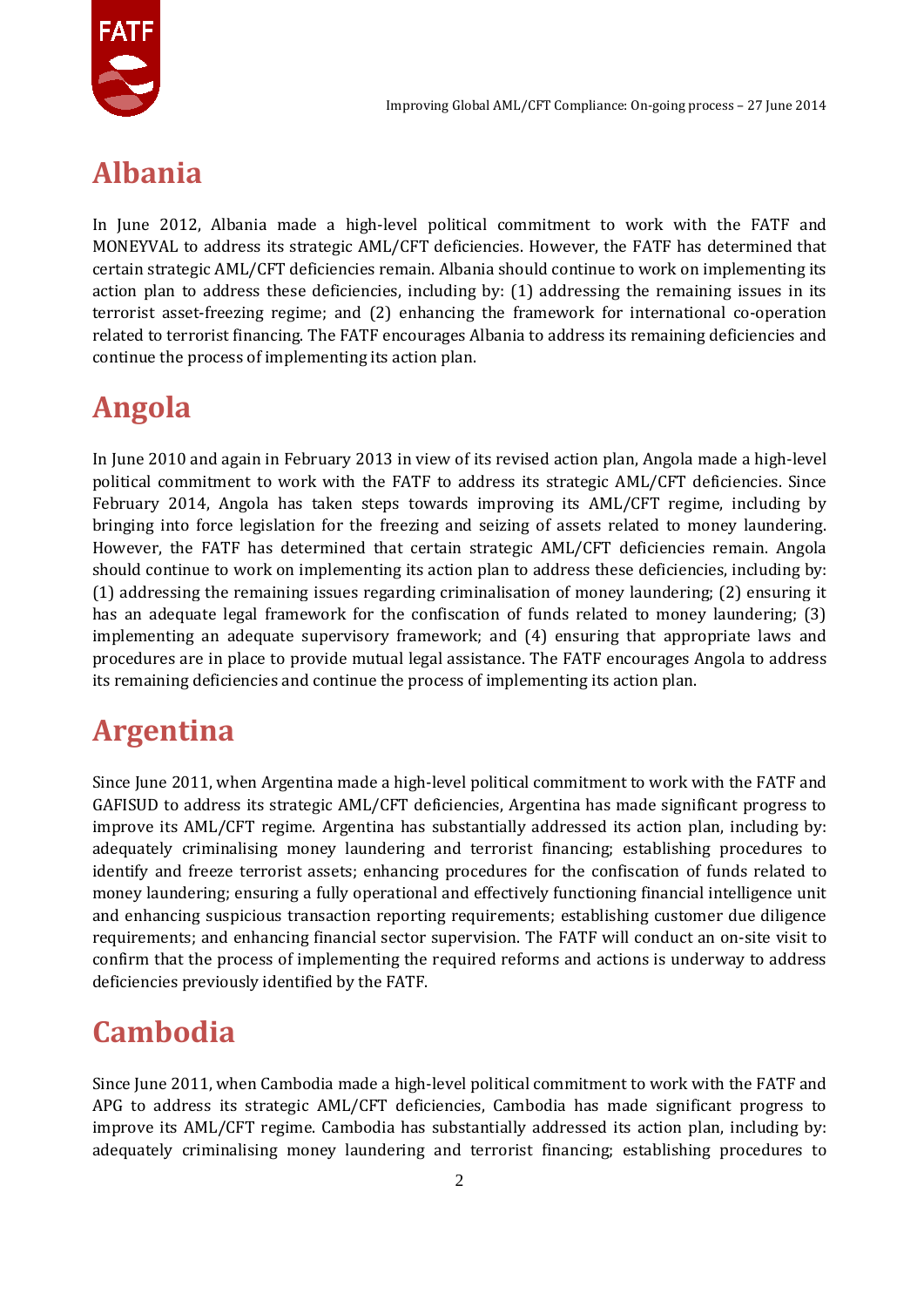# Albania

In June 2012, Albania made a high-level political commitment to work with the FATF and MONEYVAL to address its strategic AML/CFT deficiencies. However, the FATF has determined that certain strategic AML/CFT deficiencies remain. Albania should continue to work on implementing its action plan to address these deficiencies, including by: (1) addressing the remaining issues in its terrorist asset-freezing regime; and (2) enhancing the framework for international co-operation related to terrorist financing. The FATF encourages Albania to address its remaining deficiencies and continue the process of implementing its action plan.

# Angola

In June 2010 and again in February 2013 in view of its revised action plan, Angola made a high-level political commitment to work with the FATF to address its strategic AML/CFT deficiencies. Since February 2014, Angola has taken steps towards improving its AML/CFT regime, including by bringing into force legislation for the freezing and seizing of assets related to money laundering. However, the FATF has determined that certain strategic AML/CFT deficiencies remain. Angola should continue to work on implementing its action plan to address these deficiencies, including by: (1) addressing the remaining issues regarding criminalisation of money laundering; (2) ensuring it has an adequate legal framework for the confiscation of funds related to money laundering; (3) implementing an adequate supervisory framework; and (4) ensuring that appropriate laws and procedures are in place to provide mutual legal assistance. The FATF encourages Angola to address its remaining deficiencies and continue the process of implementing its action plan.

# Argentina

Since June 2011, when Argentina made a high-level political commitment to work with the FATF and GAFISUD to address its strategic AML/CFT deficiencies, Argentina has made significant progress to improve its AML/CFT regime. Argentina has substantially addressed its action plan, including by: adequately criminalising money laundering and terrorist financing; establishing procedures to identify and freeze terrorist assets; enhancing procedures for the confiscation of funds related to money laundering; ensuring a fully operational and effectively functioning financial intelligence unit and enhancing suspicious transaction reporting requirements; establishing customer due diligence requirements; and enhancing financial sector supervision. The FATF will conduct an on-site visit to confirm that the process of implementing the required reforms and actions is underway to address deficiencies previously identified by the FATF.

# Cambodia

Since June 2011, when Cambodia made a high-level political commitment to work with the FATF and APG to address its strategic AML/CFT deficiencies, Cambodia has made significant progress to improve its AML/CFT regime. Cambodia has substantially addressed its action plan, including by: adequately criminalising money laundering and terrorist financing; establishing procedures to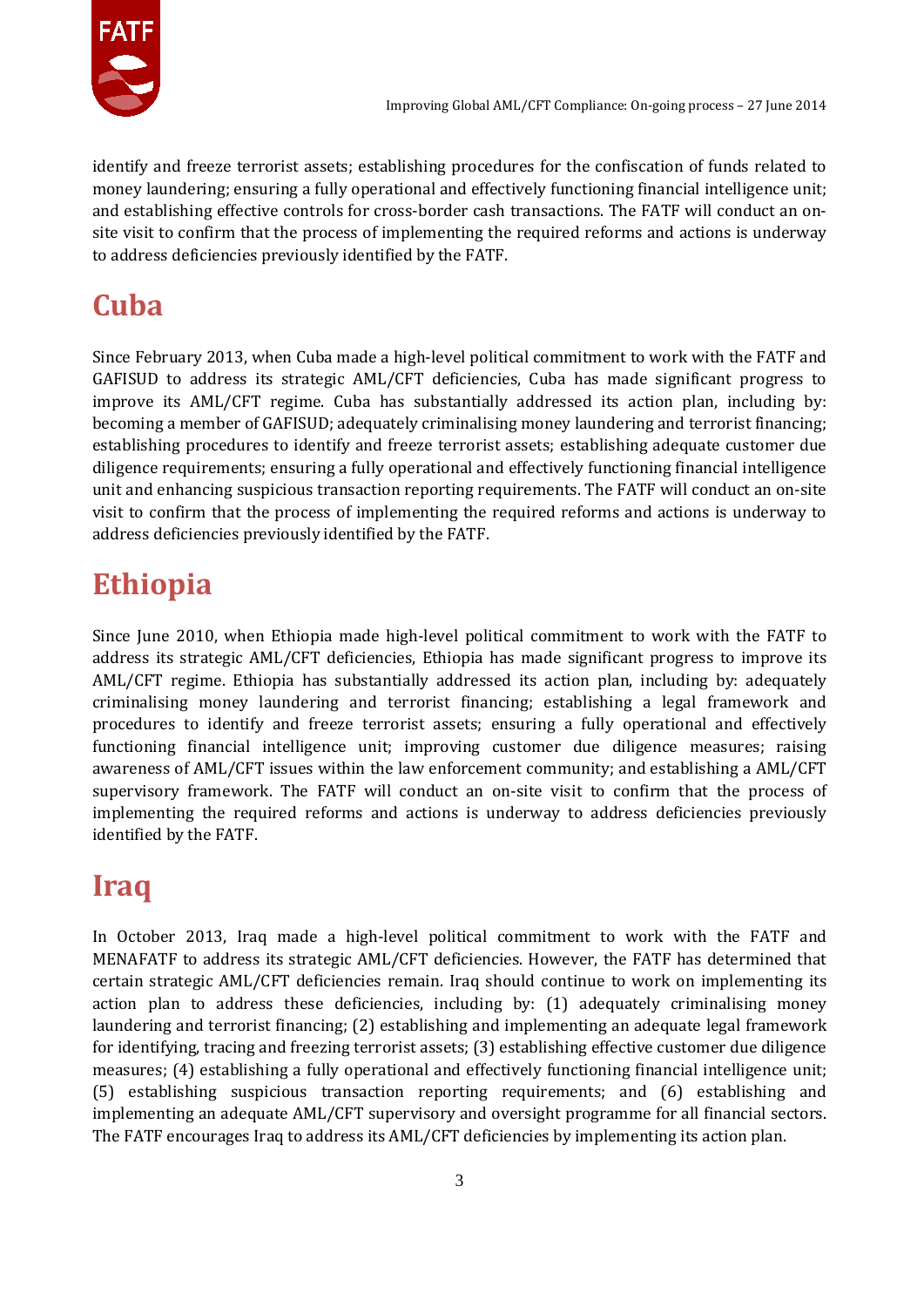identify and freeze terrorist assets; establishing procedures for the confiscation of funds related to money laundering; ensuring a fully operational and effectively functioning financial intelligence unit; and establishing effective controls for cross-border cash transactions. The FATF will conduct an on-site visit to confirm that the process of implementing the required reforms and actions is underway to address deficiencies previously identified by the FATF.

# Cuba

Since February 2013, when Cuba made a high-level political commitment to work with the FATF and GAFISUD to address its strategic AML/CFT deficiencies, Cuba has made significant progress to improve its AML/CFT regime. Cuba has substantially addressed its action plan, including by: becoming a member of GAFISUD; adequately criminalising money laundering and terrorist financing; establishing procedures to identify and freeze terrorist assets; establishing adequate customer due diligence requirements; ensuring a fully operational and effectively functioning financial intelligence unit and enhancing suspicious transaction reporting requirements. The FATF will conduct an on-site visit to confirm that the process of implementing the required reforms and actions is underway to address deficiencies previously identified by the FATF.

# Ethiopia

Since June 2010, when Ethiopia made high-level political commitment to work with the FATF to address its strategic AML/CFT deficiencies, Ethiopia has made significant progress to improve its AML/CFT regime. Ethiopia has substantially addressed its action plan, including by: adequately criminalising money laundering and terrorist financing; establishing a legal framework and procedures to identify and freeze terrorist assets; ensuring a fully operational and effectively functioning financial intelligence unit; improving customer due diligence measures; raising awareness of AML/CFT issues within the law enforcement community; and establishing a AML/CFT supervisory framework. The FATF will conduct an on-site visit to confirm that the process of implementing the required reforms and actions is underway to address deficiencies previously identified by the FATF.

# Iraq

In October 2013, Iraq made a high-level political commitment to work with the FATF and MENAFATF to address its strategic AML/CFT deficiencies. However, the FATF has determined that certain strategic AML/CFT deficiencies remain. Iraq should continue to work on implementing its action plan to address these deficiencies, including by: (1) adequately criminalising money laundering and terrorist financing; (2) establishing and implementing an adequate legal framework for identifying, tracing and freezing terrorist assets; (3) establishing effective customer due diligence measures; (4) establishing a fully operational and effectively functioning financial intelligence unit; (5) establishing suspicious transaction reporting requirements; and (6) establishing and implementing an adequate AML/CFT supervisory and oversight programme for all financial sectors. The FATF encourages Iraq to address its AML/CFT deficiencies by implementing its action plan.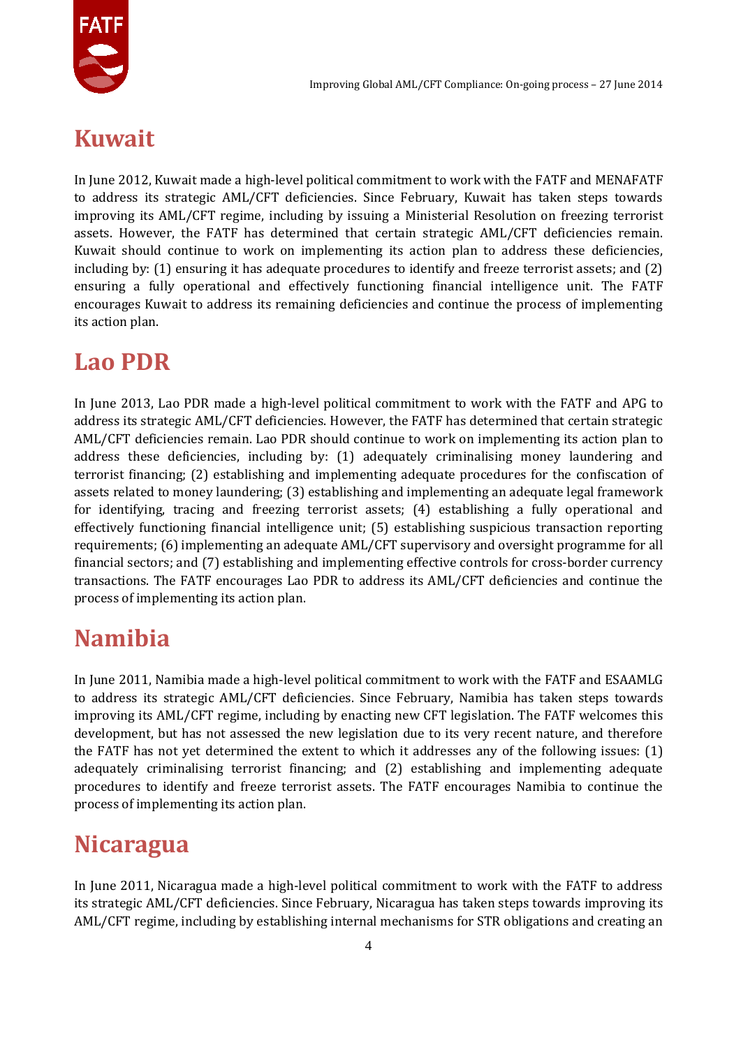## Kuwait

In June 2012, Kuwait made a high-level political commitment to work with the FATF and MENAFATF to address its strategic AML/CFT deficiencies. Since February, Kuwait has taken steps towards improving its AML/CFT regime, including by issuing a Ministerial Resolution on freezing terrorist assets. However, the FATF has determined that certain strategic AML/CFT deficiencies remain. Kuwait should continue to work on implementing its action plan to address these deficiencies, including by: (1) ensuring it has adequate procedures to identify and freeze terrorist assets; and (2) ensuring a fully operational and effectively functioning financial intelligence unit. The FATF encourages Kuwait to address its remaining deficiencies and continue the process of implementing its action plan.

## Lao PDR

In June 2013, Lao PDR made a high-level political commitment to work with the FATF and APG to address its strategic AML/CFT deficiencies. However, the FATF has determined that certain strategic AML/CFT deficiencies remain. Lao PDR should continue to work on implementing its action plan to address these deficiencies, including by: (1) adequately criminalising money laundering and terrorist financing; (2) establishing and implementing adequate procedures for the confiscation of assets related to money laundering; (3) establishing and implementing an adequate legal framework for identifying, tracing and freezing terrorist assets; (4) establishing a fully operational and effectively functioning financial intelligence unit; (5) establishing suspicious transaction reporting requirements; (6) implementing an adequate AML/CFT supervisory and oversight programme for all financial sectors; and (7) establishing and implementing effective controls for cross-border currency transactions. The FATF encourages Lao PDR to address its AML/CFT deficiencies and continue the process of implementing its action plan.

## Namibia

In June 2011, Namibia made a high-level political commitment to work with the FATF and ESAAMLG to address its strategic AML/CFT deficiencies. Since February, Namibia has taken steps towards improving its AML/CFT regime, including by enacting new CFT legislation. The FATF welcomes this development, but has not assessed the new legislation due to its very recent nature, and therefore the FATF has not yet determined the extent to which it addresses any of the following issues: (1) adequately criminalising terrorist financing; and (2) establishing and implementing adequate procedures to identify and freeze terrorist assets. The FATF encourages Namibia to continue the process of implementing its action plan.

## Nicaragua

In June 2011, Nicaragua made a high-level political commitment to work with the FATF to address its strategic AML/CFT deficiencies. Since February, Nicaragua has taken steps towards improving its AML/CFT regime, including by establishing internal mechanisms for STR obligations and creating an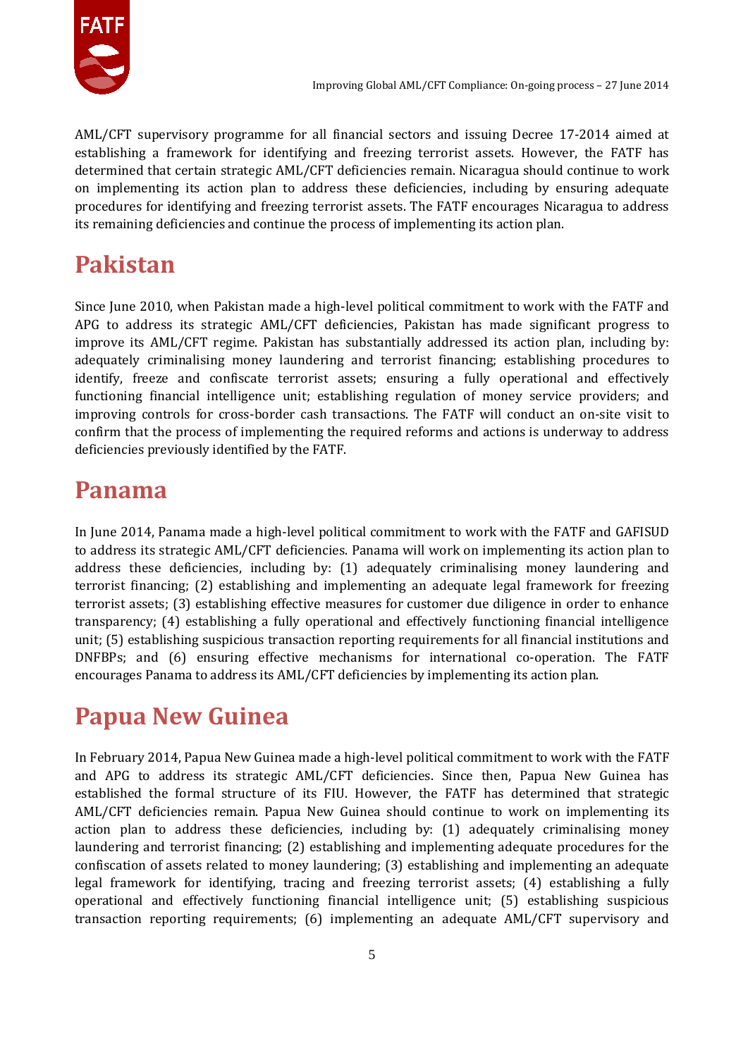AML/CFT supervisory programme for all financial sectors and issuing Decree 17-2014 aimed at establishing a framework for identifying and freezing terrorist assets. However, the FATF has determined that certain strategic AML/CFT deficiencies remain. Nicaragua should continue to work on implementing its action plan to address these deficiencies, including by ensuring adequate procedures for identifying and freezing terrorist assets. The FATF encourages Nicaragua to address its remaining deficiencies and continue the process of implementing its action plan.

## Pakistan

Since June 2010, when Pakistan made a high-level political commitment to work with the FATF and APG to address its strategic AML/CFT deficiencies, Pakistan has made significant progress to improve its AML/CFT regime. Pakistan has substantially addressed its action plan, including by: adequately criminalising money laundering and terrorist financing; establishing procedures to identify, freeze and confiscate terrorist assets; ensuring a fully operational and effectively functioning financial intelligence unit; establishing regulation of money service providers; and improving controls for cross-border cash transactions. The FATF will conduct an on-site visit to confirm that the process of implementing the required reforms and actions is underway to address deficiencies previously identified by the FATF.

## Panama

In June 2014, Panama made a high-level political commitment to work with the FATF and GAFISUD to address its strategic AML/CFT deficiencies. Panama will work on implementing its action plan to address these deficiencies, including by: (1) adequately criminalising money laundering and terrorist financing; (2) establishing and implementing an adequate legal framework for freezing terrorist assets; (3) establishing effective measures for customer due diligence in order to enhance transparency; (4) establishing a fully operational and effectively functioning financial intelligence unit; (5) establishing suspicious transaction reporting requirements for all financial institutions and DNFBPs; and (6) ensuring effective mechanisms for international co-operation. The FATF encourages Panama to address its AML/CFT deficiencies by implementing its action plan.

## Papua New Guinea

In February 2014, Papua New Guinea made a high-level political commitment to work with the FATF and APG to address its strategic AML/CFT deficiencies. Since then, Papua New Guinea has established the formal structure of its FIU. However, the FATF has determined that strategic AML/CFT deficiencies remain. Papua New Guinea should continue to work on implementing its action plan to address these deficiencies, including by: (1) adequately criminalising money laundering and terrorist financing; (2) establishing and implementing adequate procedures for the confiscation of assets related to money laundering; (3) establishing and implementing an adequate legal framework for identifying, tracing and freezing terrorist assets; (4) establishing a fully operational and effectively functioning financial intelligence unit; (5) establishing suspicious transaction reporting requirements; (6) implementing an adequate AML/CFT supervisory and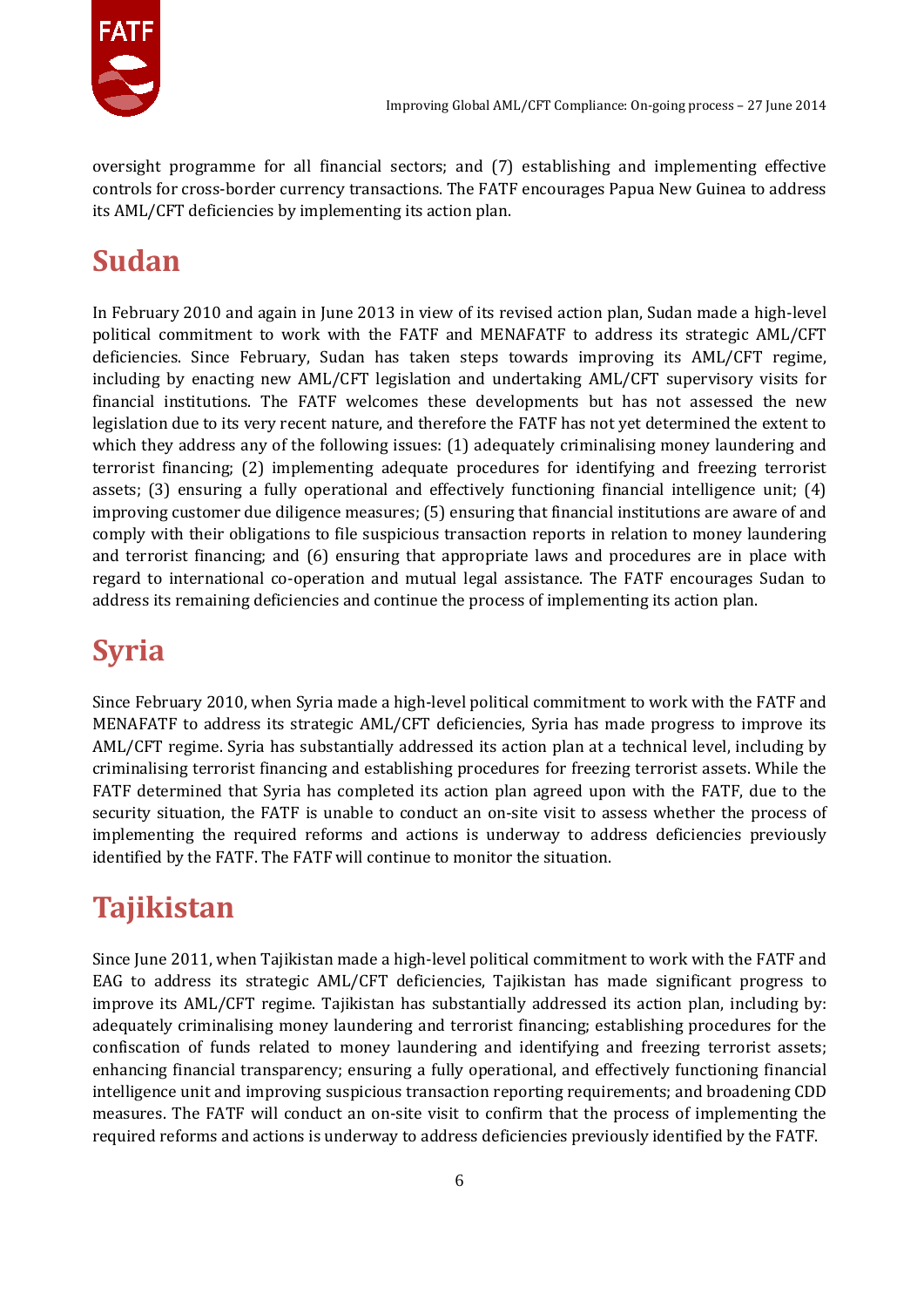oversight programme for all financial sectors; and (7) establishing and implementing effective controls for cross-border currency transactions. The FATF encourages Papua New Guinea to address its AML/CFT deficiencies by implementing its action plan.

# Sudan

In February 2010 and again in June 2013 in view of its revised action plan, Sudan made a high-level political commitment to work with the FATF and MENAFATF to address its strategic AML/CFT deficiencies. Since February, Sudan has taken steps towards improving its AML/CFT regime, including by enacting new AML/CFT legislation and undertaking AML/CFT supervisory visits for financial institutions. The FATF welcomes these developments but has not assessed the new legislation due to its very recent nature, and therefore the FATF has not yet determined the extent to which they address any of the following issues: (1) adequately criminalising money laundering and terrorist financing; (2) implementing adequate procedures for identifying and freezing terrorist assets; (3) ensuring a fully operational and effectively functioning financial intelligence unit; (4) improving customer due diligence measures; (5) ensuring that financial institutions are aware of and comply with their obligations to file suspicious transaction reports in relation to money laundering and terrorist financing; and (6) ensuring that appropriate laws and procedures are in place with regard to international co-operation and mutual legal assistance. The FATF encourages Sudan to address its remaining deficiencies and continue the process of implementing its action plan.

# Syria

Since February 2010, when Syria made a high-level political commitment to work with the FATF and MENAFATF to address its strategic AML/CFT deficiencies, Syria has made progress to improve its AML/CFT regime. Syria has substantially addressed its action plan at a technical level, including by criminalising terrorist financing and establishing procedures for freezing terrorist assets. While the FATF determined that Syria has completed its action plan agreed upon with the FATF, due to the security situation, the FATF is unable to conduct an on-site visit to assess whether the process of implementing the required reforms and actions is underway to address deficiencies previously identified by the FATF. The FATF will continue to monitor the situation.

# Tajikistan

Since June 2011, when Tajikistan made a high-level political commitment to work with the FATF and EAG to address its strategic AML/CFT deficiencies, Tajikistan has made significant progress to improve its AML/CFT regime. Tajikistan has substantially addressed its action plan, including by: adequately criminalising money laundering and terrorist financing; establishing procedures for the confiscation of funds related to money laundering and identifying and freezing terrorist assets; enhancing financial transparency; ensuring a fully operational, and effectively functioning financial intelligence unit and improving suspicious transaction reporting requirements; and broadening CDD measures. The FATF will conduct an on-site visit to confirm that the process of implementing the required reforms and actions is underway to address deficiencies previously identified by the FATF.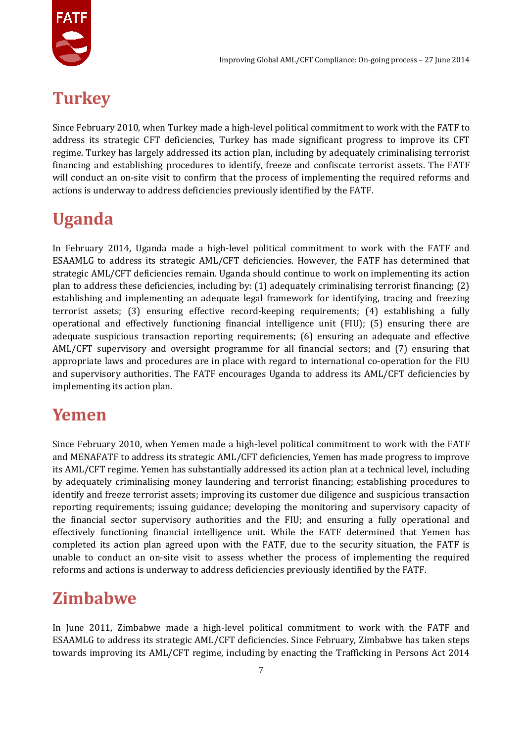## Turkey

Since February 2010, when Turkey made a high-level political commitment to work with the FATF to address its strategic CFT deficiencies, Turkey has made significant progress to improve its CFT regime. Turkey has largely addressed its action plan, including by adequately criminalising terrorist financing and establishing procedures to identify, freeze and confiscate terrorist assets. The FATF will conduct an on-site visit to confirm that the process of implementing the required reforms and actions is underway to address deficiencies previously identified by the FATF.

## Uganda

In February 2014, Uganda made a high-level political commitment to work with the FATF and ESAAMLG to address its strategic AML/CFT deficiencies. However, the FATF has determined that strategic AML/CFT deficiencies remain. Uganda should continue to work on implementing its action plan to address these deficiencies, including by: (1) adequately criminalising terrorist financing; (2) establishing and implementing an adequate legal framework for identifying, tracing and freezing terrorist assets; (3) ensuring effective record-keeping requirements; (4) establishing a fully operational and effectively functioning financial intelligence unit (FIU); (5) ensuring there are adequate suspicious transaction reporting requirements; (6) ensuring an adequate and effective AML/CFT supervisory and oversight programme for all financial sectors; and (7) ensuring that appropriate laws and procedures are in place with regard to international co-operation for the FIU and supervisory authorities. The FATF encourages Uganda to address its AML/CFT deficiencies by implementing its action plan.

## Yemen

Since February 2010, when Yemen made a high-level political commitment to work with the FATF and MENAFATF to address its strategic AML/CFT deficiencies, Yemen has made progress to improve its AML/CFT regime. Yemen has substantially addressed its action plan at a technical level, including by adequately criminalising money laundering and terrorist financing; establishing procedures to identify and freeze terrorist assets; improving its customer due diligence and suspicious transaction reporting requirements; issuing guidance; developing the monitoring and supervisory capacity of the financial sector supervisory authorities and the FIU; and ensuring a fully operational and effectively functioning financial intelligence unit. While the FATF determined that Yemen has completed its action plan agreed upon with the FATF, due to the security situation, the FATF is unable to conduct an on-site visit to assess whether the process of implementing the required reforms and actions is underway to address deficiencies previously identified by the FATF.

## Zimbabwe

In June 2011, Zimbabwe made a high-level political commitment to work with the FATF and ESAAMLG to address its strategic AML/CFT deficiencies. Since February, Zimbabwe has taken steps towards improving its AML/CFT regime, including by enacting the Trafficking in Persons Act 2014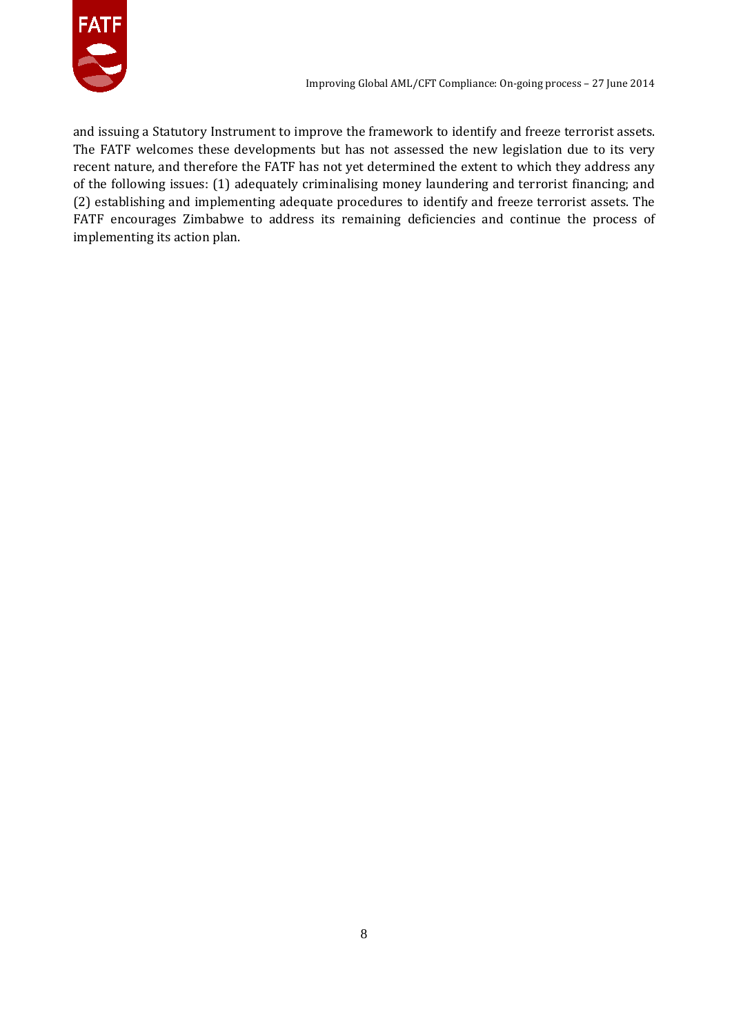and issuing a Statutory Instrument to improve the framework to identify and freeze terrorist assets. The FATF welcomes these developments but has not assessed the new legislation due to its very recent nature, and therefore the FATF has not yet determined the extent to which they address any of the following issues: (1) adequately criminalising money laundering and terrorist financing; and (2) establishing and implementing adequate procedures to identify and freeze terrorist assets. The FATF encourages Zimbabwe to address its remaining deficiencies and continue the process of implementing its action plan.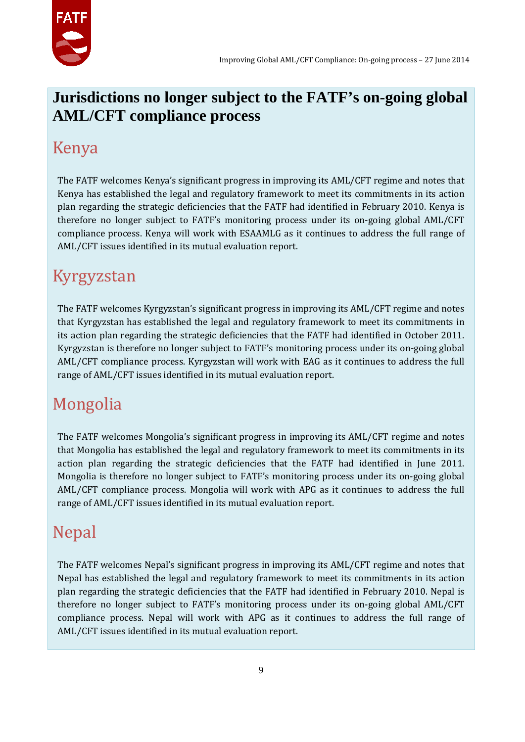# Jurisdictions no longer subject to the FATF's on-going global AML/CFT compliance process

## Kenya

The FATF welcomes Kenya's significant progress in improving its AML/CFT regime and notes that Kenya has established the legal and regulatory framework to meet its commitments in its action plan regarding the strategic deficiencies that the FATF had identified in February 2010. Kenya is therefore no longer subject to FATF's monitoring process under its on-going global AML/CFT compliance process. Kenya will work with ESAAMLG as it continues to address the full range of AML/CFT issues identified in its mutual evaluation report.

## Kyrgyzstan

The FATF welcomes Kyrgyzstan's significant progress in improving its AML/CFT regime and notes that Kyrgyzstan has established the legal and regulatory framework to meet its commitments in its action plan regarding the strategic deficiencies that the FATF had identified in October 2011. Kyrgyzstan is therefore no longer subject to FATF's monitoring process under its on-going global AML/CFT compliance process. Kyrgyzstan will work with EAG as it continues to address the full range of AML/CFT issues identified in its mutual evaluation report.

## Mongolia

The FATF welcomes Mongolia's significant progress in improving its AML/CFT regime and notes that Mongolia has established the legal and regulatory framework to meet its commitments in its action plan regarding the strategic deficiencies that the FATF had identified in June 2011. Mongolia is therefore no longer subject to FATF's monitoring process under its on-going global AML/CFT compliance process. Mongolia will work with APG as it continues to address the full range of AML/CFT issues identified in its mutual evaluation report.

## Nepal

The FATF welcomes Nepal's significant progress in improving its AML/CFT regime and notes that Nepal has established the legal and regulatory framework to meet its commitments in its action plan regarding the strategic deficiencies that the FATF had identified in February 2010. Nepal is therefore no longer subject to FATF's monitoring process under its on-going global AML/CFT compliance process. Nepal will work with APG as it continues to address the full range of AML/CFT issues identified in its mutual evaluation report.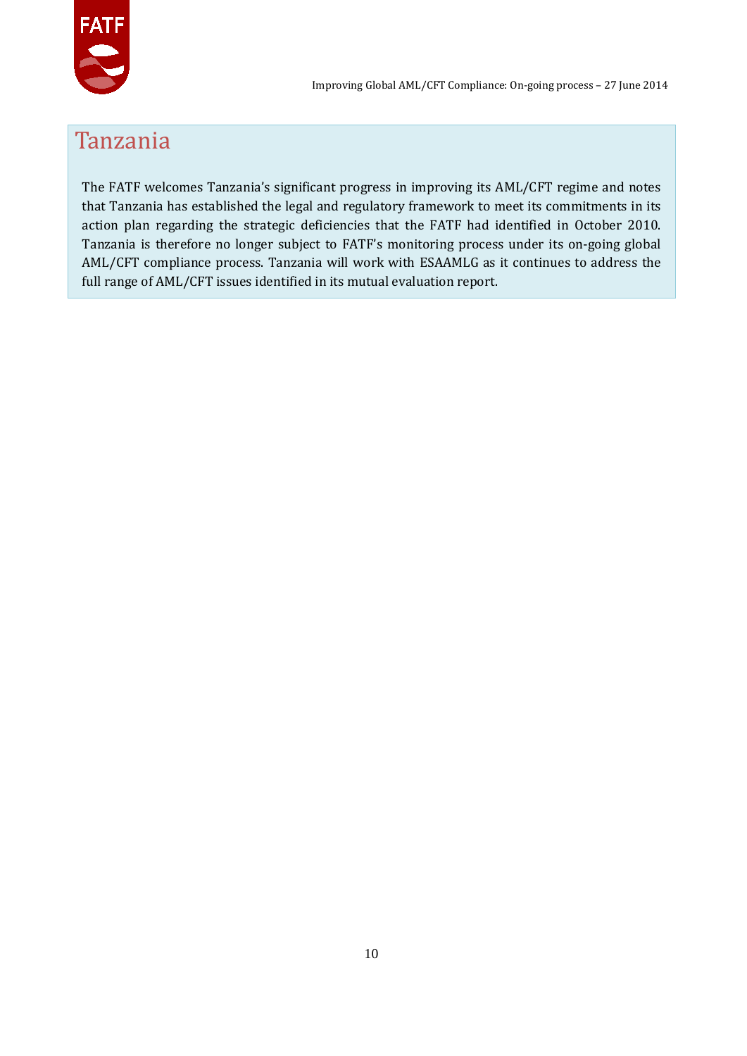## Tanzania

The FATF welcomes Tanzania's significant progress in improving its AML/CFT regime and notes that Tanzania has established the legal and regulatory framework to meet its commitments in its action plan regarding the strategic deficiencies that the FATF had identified in October 2010. Tanzania is therefore no longer subject to FATF's monitoring process under its on-going global AML/CFT compliance process. Tanzania will work with ESAAMLG as it continues to address the full range of AML/CFT issues identified in its mutual evaluation report.